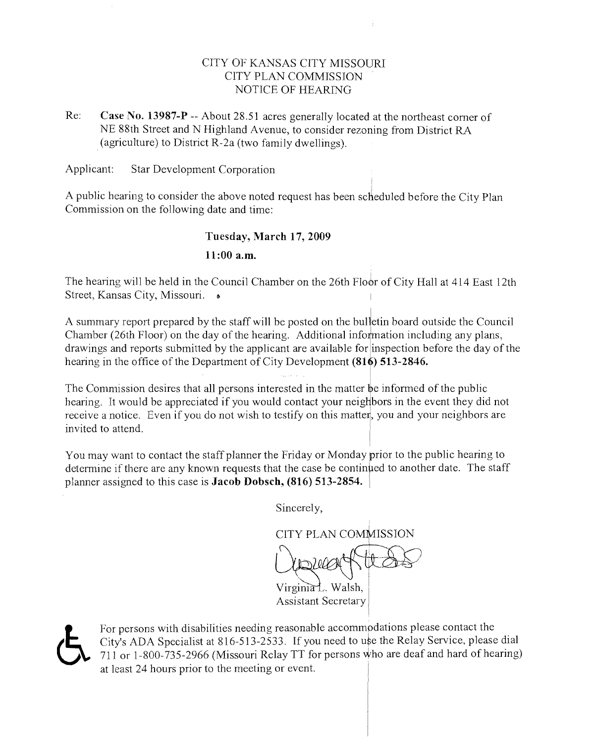CITY OF KANSAS CITY MISSOURI
CITY PLAN COMMISSION
NOTICE OF HEARING

Re: **Case No. 13987-P** -- About 28.51 acres generally located at the northeast corner of NE 88th Street and N Highland Avenue, to consider rezoning from District RA (agriculture) to District R-2a (two family dwellings).

Applicant: Star Development Corporation

A public hearing to consider the above noted request has been scheduled before the City Plan Commission on the following date and time:

**Tuesday, March 17, 2009**

**11:00 a.m.**

The hearing will be held in the Council Chamber on the 26th Floor of City Hall at 414 East 12th Street, Kansas City, Missouri.

A summary report prepared by the staff will be posted on the bulletin board outside the Council Chamber (26th Floor) on the day of the hearing. Additional information including any plans, drawings and reports submitted by the applicant are available for inspection before the day of the hearing in the office of the Department of City Development **(816) 513-2846.**

The Commission desires that all persons interested in the matter be informed of the public hearing. It would be appreciated if you would contact your neighbors in the event they did not receive a notice. Even if you do not wish to testify on this matter, you and your neighbors are invited to attend.

You may want to contact the staff planner the Friday or Monday prior to the public hearing to determine if there are any known requests that the case be continued to another date. The staff planner assigned to this case is **Jacob Dobsch, (816) 513-2854.**

Sincerely,

CITY PLAN COMMISSION

Virginia L. Walsh,
Assistant Secretary

For persons with disabilities needing reasonable accommodations please contact the City's ADA Specialist at 816-513-2533. If you need to use the Relay Service, please dial 711 or 1-800-735-2966 (Missouri Relay TT for persons who are deaf and hard of hearing) at least 24 hours prior to the meeting or event.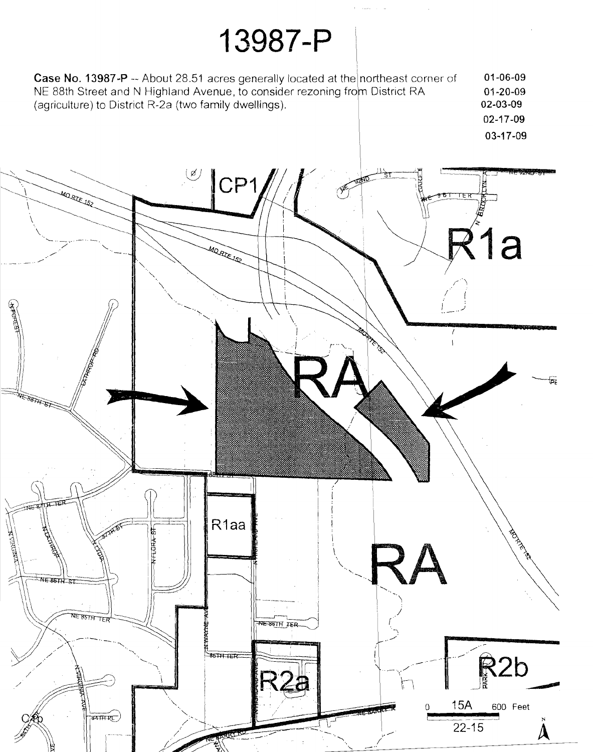# 13987-P

**Case No. 13987-P** -- About 28.51 acres generally located at the northeast corner of NE 88th Street and N Highland Avenue, to consider rezoning from District RA (agriculture) to District R-2a (two family dwellings).

01-06-09
01-20-09
02-03-09
02-17-09
03-17-09

CP1

R1a

RA

R1aa

RA

R2b

R2a

0 15A 600 Feet

22-15